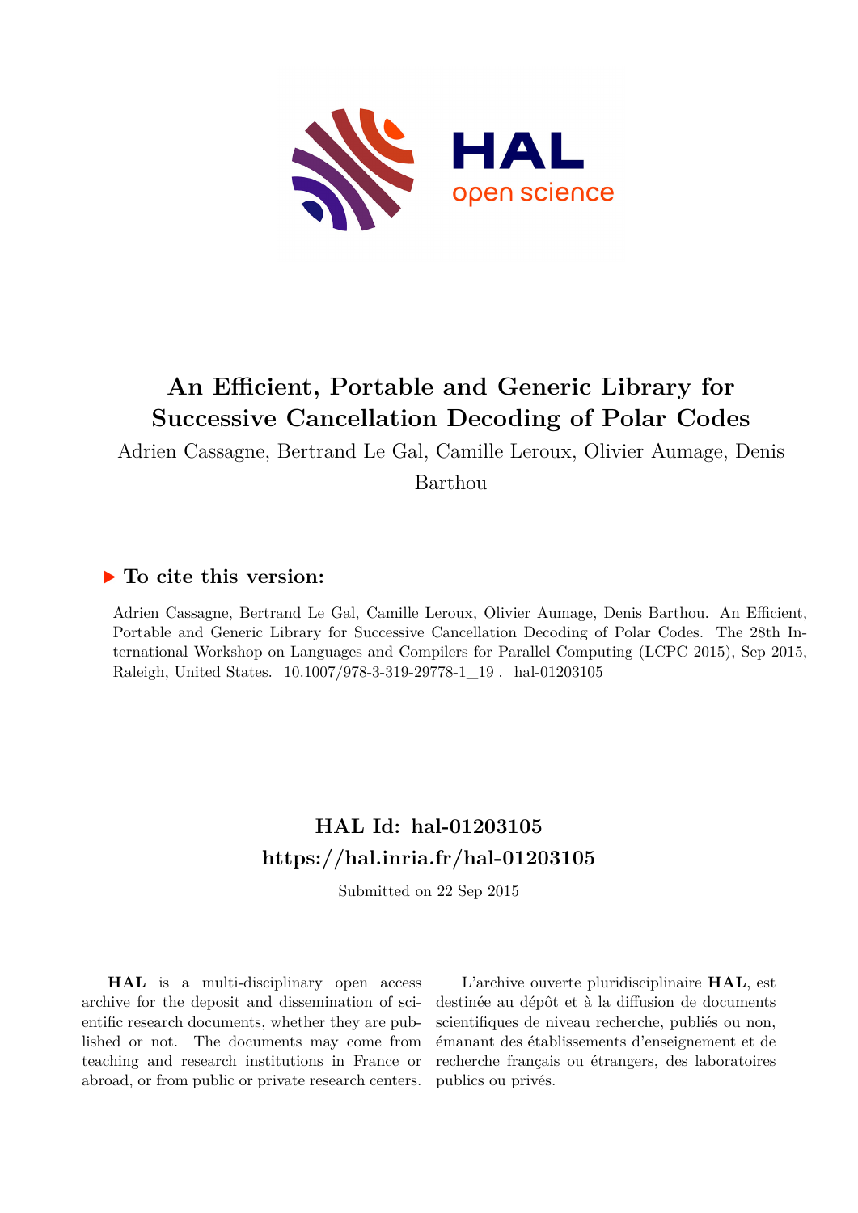# An Efficient, Portable and Generic Library for Successive Cancellation Decoding of Polar Codes

Adrien Cassagne, Bertrand Le Gal, Camille Leroux, Olivier Aumage, Denis Barthou

## ▶ To cite this version:

Adrien Cassagne, Bertrand Le Gal, Camille Leroux, Olivier Aumage, Denis Barthou. An Efficient, Portable and Generic Library for Successive Cancellation Decoding of Polar Codes. The 28th International Workshop on Languages and Compilers for Parallel Computing (LCPC 2015), Sep 2015, Raleigh, United States. 10.1007/978-3-319-29778-1_19 . hal-01203105

## HAL Id: hal-01203105
## https://hal.inria.fr/hal-01203105

Submitted on 22 Sep 2015

**HAL** is a multi-disciplinary open access archive for the deposit and dissemination of scientific research documents, whether they are published or not. The documents may come from teaching and research institutions in France or abroad, or from public or private research centers.

L'archive ouverte pluridisciplinaire **HAL**, est destinée au dépôt et à la diffusion de documents scientifiques de niveau recherche, publiés ou non, émanant des établissements d'enseignement et de recherche français ou étrangers, des laboratoires publics ou privés.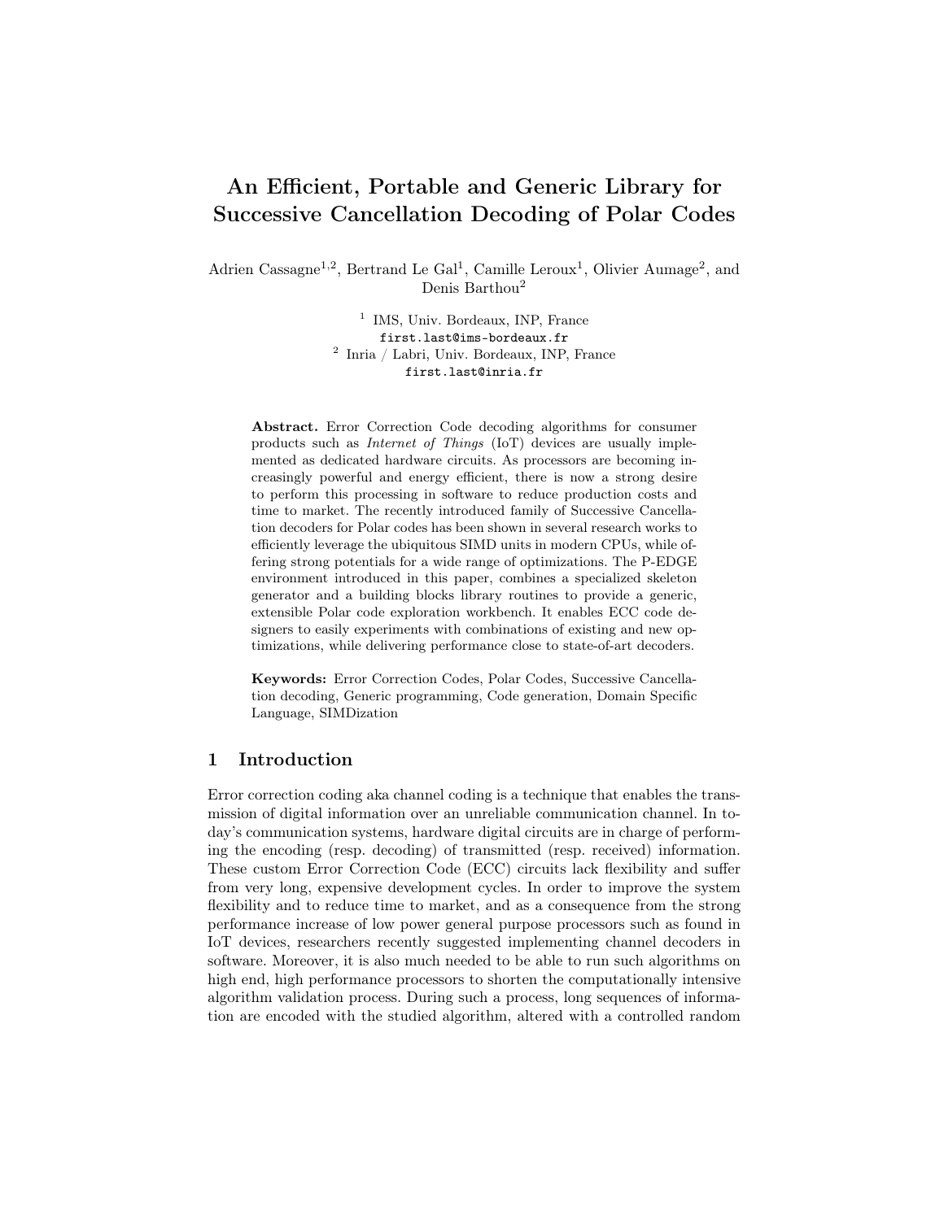# An Efficient, Portable and Generic Library for Successive Cancellation Decoding of Polar Codes

Adrien Cassagne[1,2], Bertrand Le Gal[1], Camille Leroux[1], Olivier Aumage[2], and Denis Barthou[2]

[1] IMS, Univ. Bordeaux, INP, France
`first.last@ims-bordeaux.fr`
[2] Inria / Labri, Univ. Bordeaux, INP, France
`first.last@inria.fr`

**Abstract.** Error Correction Code decoding algorithms for consumer products such as *Internet of Things* (IoT) devices are usually implemented as dedicated hardware circuits. As processors are becoming increasingly powerful and energy efficient, there is now a strong desire to perform this processing in software to reduce production costs and time to market. The recently introduced family of Successive Cancellation decoders for Polar codes has been shown in several research works to efficiently leverage the ubiquitous SIMD units in modern CPUs, while offering strong potentials for a wide range of optimizations. The P-EDGE environment introduced in this paper, combines a specialized skeleton generator and a building blocks library routines to provide a generic, extensible Polar code exploration workbench. It enables ECC code designers to easily experiments with combinations of existing and new optimizations, while delivering performance close to state-of-art decoders.

**Keywords:** Error Correction Codes, Polar Codes, Successive Cancellation decoding, Generic programming, Code generation, Domain Specific Language, SIMDization

## 1 Introduction

Error correction coding aka channel coding is a technique that enables the transmission of digital information over an unreliable communication channel. In today's communication systems, hardware digital circuits are in charge of performing the encoding (resp. decoding) of transmitted (resp. received) information. These custom Error Correction Code (ECC) circuits lack flexibility and suffer from very long, expensive development cycles. In order to improve the system flexibility and to reduce time to market, and as a consequence from the strong performance increase of low power general purpose processors such as found in IoT devices, researchers recently suggested implementing channel decoders in software. Moreover, it is also much needed to be able to run such algorithms on high end, high performance processors to shorten the computationally intensive algorithm validation process. During such a process, long sequences of information are encoded with the studied algorithm, altered with a controlled random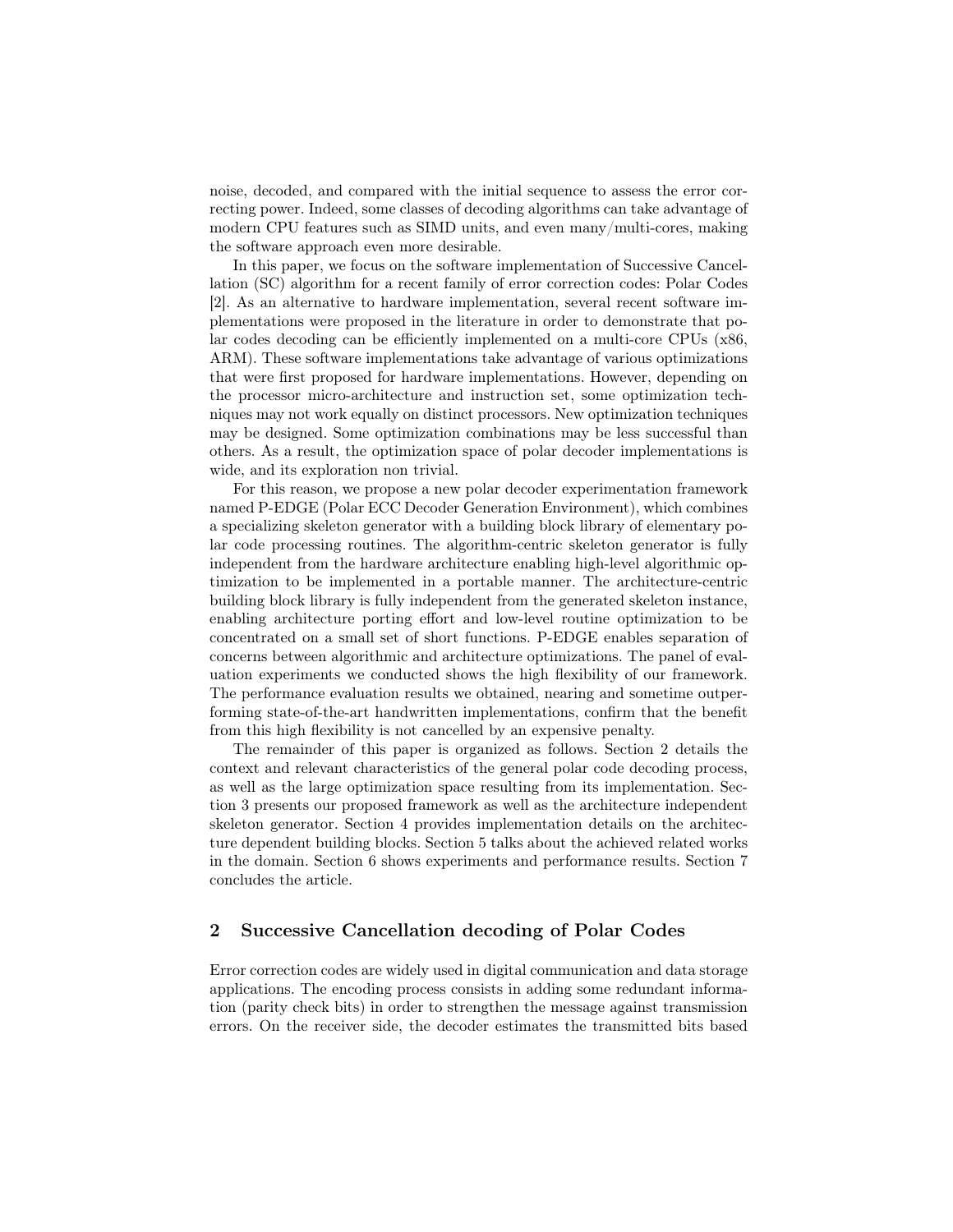noise, decoded, and compared with the initial sequence to assess the error correcting power. Indeed, some classes of decoding algorithms can take advantage of modern CPU features such as SIMD units, and even many/multi-cores, making the software approach even more desirable.

In this paper, we focus on the software implementation of Successive Cancellation (SC) algorithm for a recent family of error correction codes: Polar Codes [2]. As an alternative to hardware implementation, several recent software implementations were proposed in the literature in order to demonstrate that polar codes decoding can be efficiently implemented on a multi-core CPUs (x86, ARM). These software implementations take advantage of various optimizations that were first proposed for hardware implementations. However, depending on the processor micro-architecture and instruction set, some optimization techniques may not work equally on distinct processors. New optimization techniques may be designed. Some optimization combinations may be less successful than others. As a result, the optimization space of polar decoder implementations is wide, and its exploration non trivial.

For this reason, we propose a new polar decoder experimentation framework named P-EDGE (Polar ECC Decoder Generation Environment), which combines a specializing skeleton generator with a building block library of elementary polar code processing routines. The algorithm-centric skeleton generator is fully independent from the hardware architecture enabling high-level algorithmic optimization to be implemented in a portable manner. The architecture-centric building block library is fully independent from the generated skeleton instance, enabling architecture porting effort and low-level routine optimization to be concentrated on a small set of short functions. P-EDGE enables separation of concerns between algorithmic and architecture optimizations. The panel of evaluation experiments we conducted shows the high flexibility of our framework. The performance evaluation results we obtained, nearing and sometime outperforming state-of-the-art handwritten implementations, confirm that the benefit from this high flexibility is not cancelled by an expensive penalty.

The remainder of this paper is organized as follows. Section 2 details the context and relevant characteristics of the general polar code decoding process, as well as the large optimization space resulting from its implementation. Section 3 presents our proposed framework as well as the architecture independent skeleton generator. Section 4 provides implementation details on the architecture dependent building blocks. Section 5 talks about the achieved related works in the domain. Section 6 shows experiments and performance results. Section 7 concludes the article.

## 2 Successive Cancellation decoding of Polar Codes

Error correction codes are widely used in digital communication and data storage applications. The encoding process consists in adding some redundant information (parity check bits) in order to strengthen the message against transmission errors. On the receiver side, the decoder estimates the transmitted bits based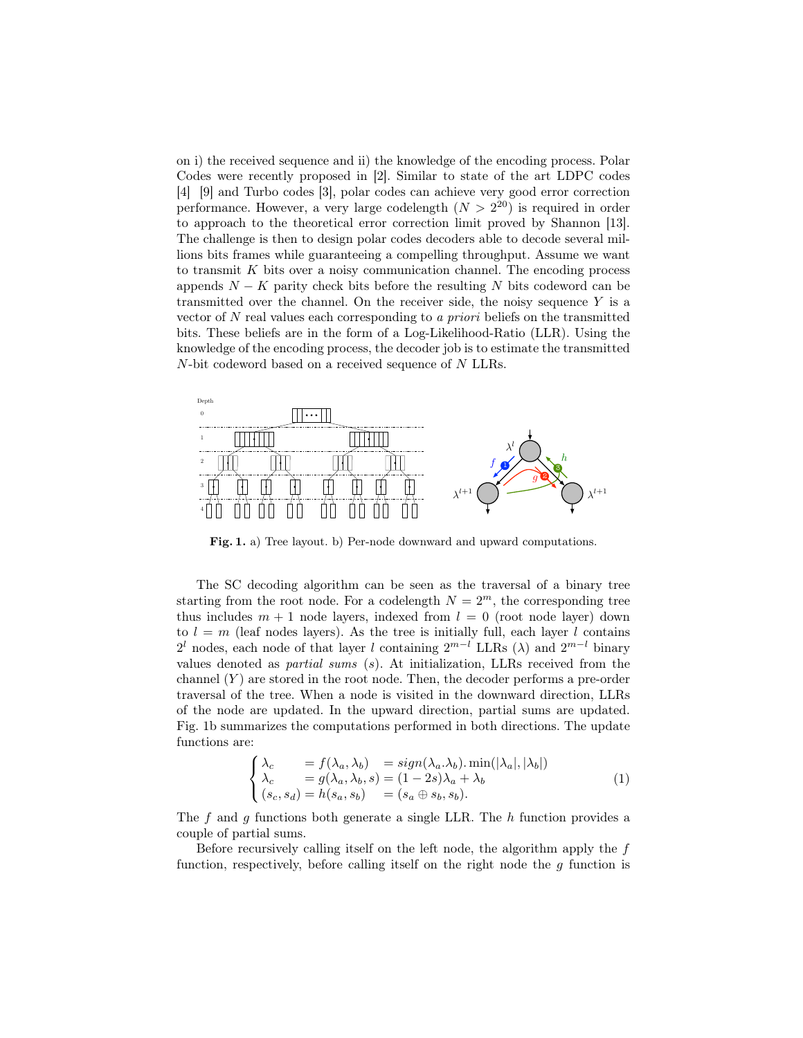on i) the received sequence and ii) the knowledge of the encoding process. Polar Codes were recently proposed in [2]. Similar to state of the art LDPC codes [4] [9] and Turbo codes [3], polar codes can achieve very good error correction performance. However, a very large codelength ($N > 2^{20}$) is required in order to approach to the theoretical error correction limit proved by Shannon [13]. The challenge is then to design polar codes decoders able to decode several millions bits frames while guaranteeing a compelling throughput. Assume we want to transmit $K$ bits over a noisy communication channel. The encoding process appends $N - K$ parity check bits before the resulting $N$ bits codeword can be transmitted over the channel. On the receiver side, the noisy sequence $Y$ is a vector of $N$ real values each corresponding to *a priori* beliefs on the transmitted bits. These beliefs are in the form of a Log-Likelihood-Ratio (LLR). Using the knowledge of the encoding process, the decoder job is to estimate the transmitted $N$-bit codeword based on a received sequence of $N$ LLRs.

**Fig. 1.** a) Tree layout. b) Per-node downward and upward computations.

The SC decoding algorithm can be seen as the traversal of a binary tree starting from the root node. For a codelength $N = 2^m$, the corresponding tree thus includes $m + 1$ node layers, indexed from $l = 0$ (root node layer) down to $l = m$ (leaf nodes layers). As the tree is initially full, each layer $l$ contains $2^l$ nodes, each node of that layer $l$ containing $2^{m-l}$ LLRs ($\lambda$) and $2^{m-l}$ binary values denoted as *partial sums* ($s$). At initialization, LLRs received from the channel ($Y$) are stored in the root node. Then, the decoder performs a pre-order traversal of the tree. When a node is visited in the downward direction, LLRs of the node are updated. In the upward direction, partial sums are updated. Fig. 1b summarizes the computations performed in both directions. The update functions are:

$$
\begin{cases}
\lambda_c = f(\lambda_a, \lambda_b) = sign(\lambda_a.\lambda_b).\min(|\lambda_a|, |\lambda_b|) \\
\lambda_c = g(\lambda_a, \lambda_b, s) = (1 - 2s)\lambda_a + \lambda_b \\
(s_c, s_d) = h(s_a, s_b) = (s_a \oplus s_b, s_b).
\end{cases}
\tag{1}
$$

The $f$ and $g$ functions both generate a single LLR. The $h$ function provides a couple of partial sums.

Before recursively calling itself on the left node, the algorithm apply the $f$ function, respectively, before calling itself on the right node the $g$ function is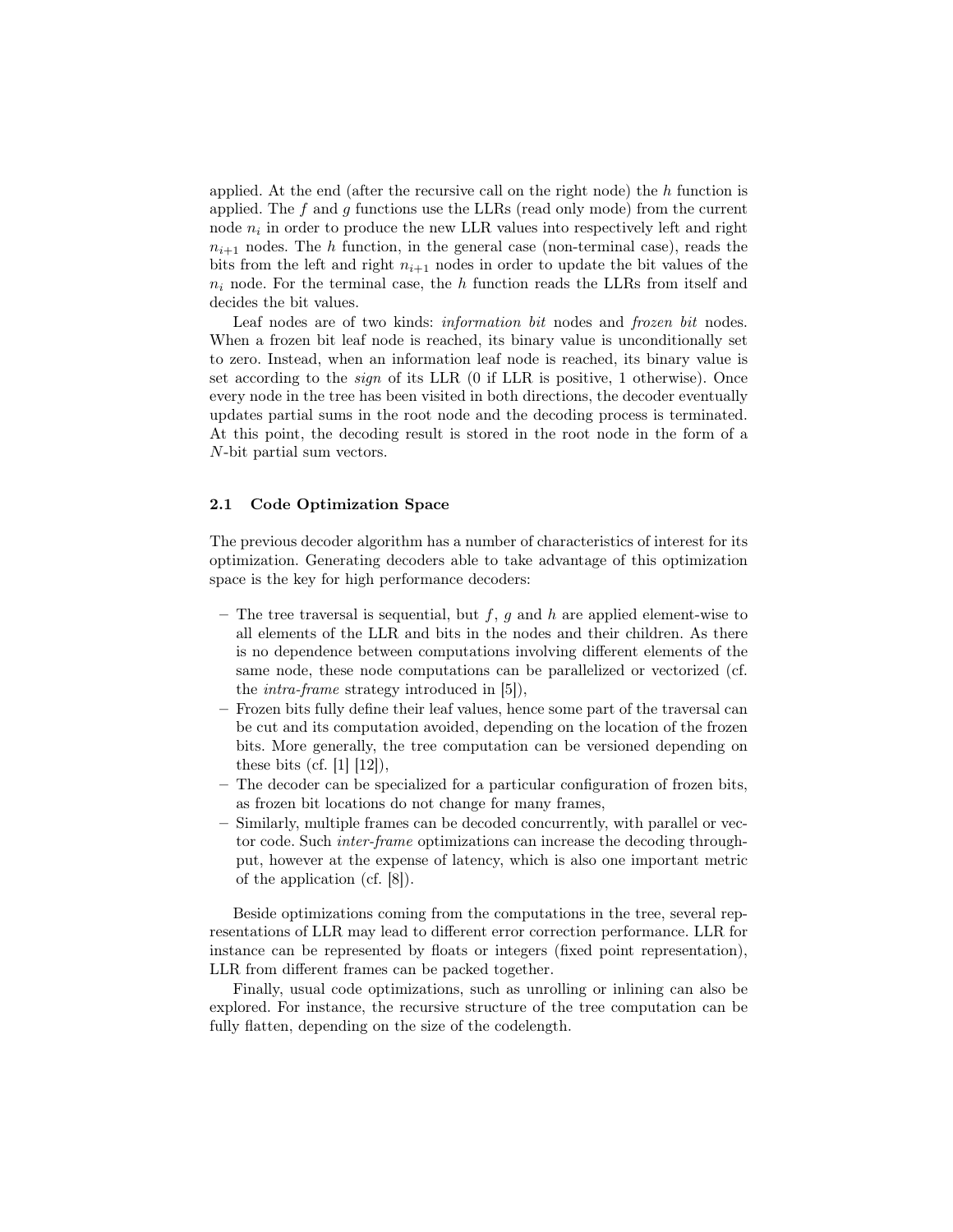applied. At the end (after the recursive call on the right node) the $h$ function is applied. The $f$ and $g$ functions use the LLRs (read only mode) from the current node $n_i$ in order to produce the new LLR values into respectively left and right $n_{i+1}$ nodes. The $h$ function, in the general case (non-terminal case), reads the bits from the left and right $n_{i+1}$ nodes in order to update the bit values of the $n_i$ node. For the terminal case, the $h$ function reads the LLRs from itself and decides the bit values.

Leaf nodes are of two kinds: *information bit* nodes and *frozen bit* nodes. When a frozen bit leaf node is reached, its binary value is unconditionally set to zero. Instead, when an information leaf node is reached, its binary value is set according to the *sign* of its LLR (0 if LLR is positive, 1 otherwise). Once every node in the tree has been visited in both directions, the decoder eventually updates partial sums in the root node and the decoding process is terminated. At this point, the decoding result is stored in the root node in the form of a $N$-bit partial sum vectors.

### 2.1 Code Optimization Space

The previous decoder algorithm has a number of characteristics of interest for its optimization. Generating decoders able to take advantage of this optimization space is the key for high performance decoders:

- The tree traversal is sequential, but $f$, $g$ and $h$ are applied element-wise to all elements of the LLR and bits in the nodes and their children. As there is no dependence between computations involving different elements of the same node, these node computations can be parallelized or vectorized (cf. the *intra-frame* strategy introduced in [5]),
- Frozen bits fully define their leaf values, hence some part of the traversal can be cut and its computation avoided, depending on the location of the frozen bits. More generally, the tree computation can be versioned depending on these bits (cf. [1] [12]),
- The decoder can be specialized for a particular configuration of frozen bits, as frozen bit locations do not change for many frames,
- Similarly, multiple frames can be decoded concurrently, with parallel or vector code. Such *inter-frame* optimizations can increase the decoding throughput, however at the expense of latency, which is also one important metric of the application (cf. [8]).

Beside optimizations coming from the computations in the tree, several representations of LLR may lead to different error correction performance. LLR for instance can be represented by floats or integers (fixed point representation), LLR from different frames can be packed together.

Finally, usual code optimizations, such as unrolling or inlining can also be explored. For instance, the recursive structure of the tree computation can be fully flatten, depending on the size of the codelength.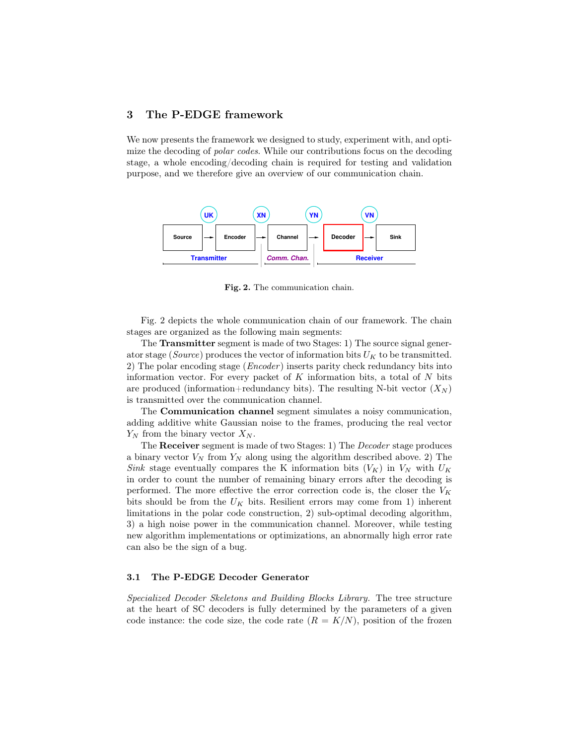## 3 The P-EDGE framework

We now presents the framework we designed to study, experiment with, and optimize the decoding of *polar codes*. While our contributions focus on the decoding stage, a whole encoding/decoding chain is required for testing and validation purpose, and we therefore give an overview of our communication chain.

**Fig. 2.** The communication chain.

Fig. 2 depicts the whole communication chain of our framework. The chain stages are organized as the following main segments:

The **Transmitter** segment is made of two Stages: 1) The source signal generator stage (*Source*) produces the vector of information bits $U_K$ to be transmitted. 2) The polar encoding stage (*Encoder*) inserts parity check redundancy bits into information vector. For every packet of $K$ information bits, a total of $N$ bits are produced (information+redundancy bits). The resulting N-bit vector ($X_N$) is transmitted over the communication channel.

The **Communication channel** segment simulates a noisy communication, adding additive white Gaussian noise to the frames, producing the real vector $Y_N$ from the binary vector $X_N$.

The **Receiver** segment is made of two Stages: 1) The *Decoder* stage produces a binary vector $V_N$ from $Y_N$ along using the algorithm described above. 2) The *Sink* stage eventually compares the K information bits ($V_K$) in $V_N$ with $U_K$ in order to count the number of remaining binary errors after the decoding is performed. The more effective the error correction code is, the closer the $V_K$ bits should be from the $U_K$ bits. Resilient errors may come from 1) inherent limitations in the polar code construction, 2) sub-optimal decoding algorithm, 3) a high noise power in the communication channel. Moreover, while testing new algorithm implementations or optimizations, an abnormally high error rate can also be the sign of a bug.

### 3.1 The P-EDGE Decoder Generator

*Specialized Decoder Skeletons and Building Blocks Library.* The tree structure at the heart of SC decoders is fully determined by the parameters of a given code instance: the code size, the code rate ($R = K/N$), position of the frozen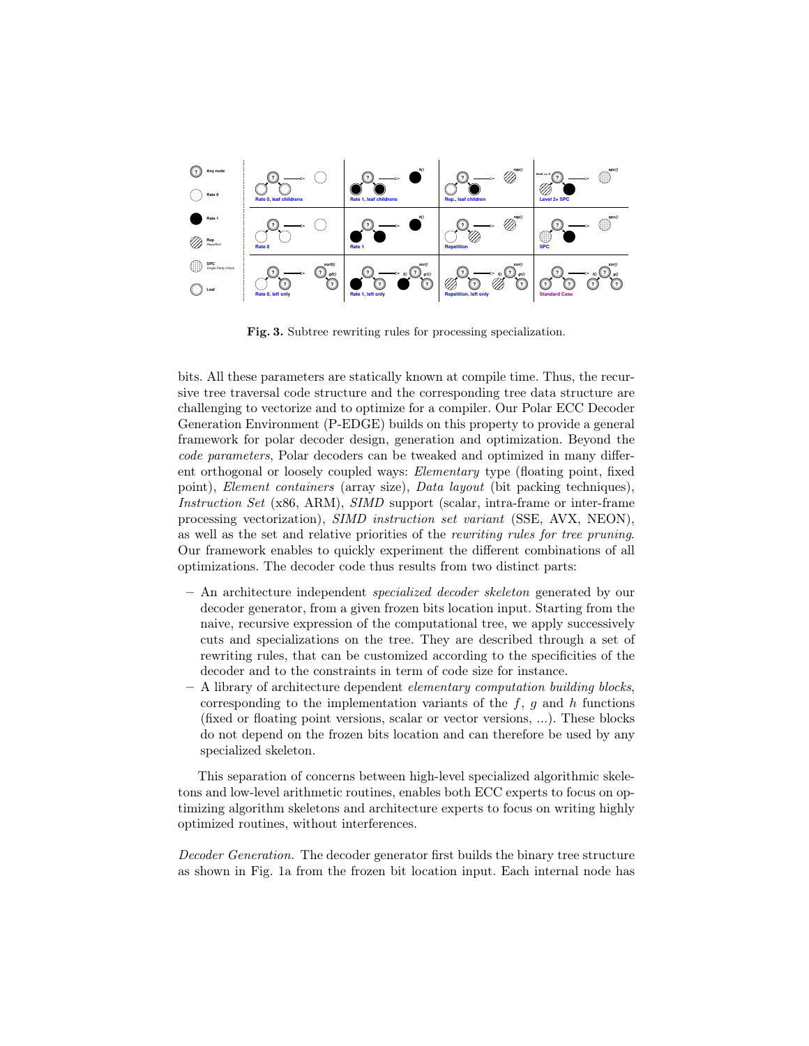Any node
Rate 0
Rate 1
Rep
Repetition
SPC
Single Parity Check
Leaf

Rate 0, leaf childrens
Rate 1, leaf childrens
h()
Rep., leaf children
rep()
level >= 2
Level 2+ SPC
spc()

Rate 0
Rate 1
h()
Repetition
rep()
SPC
spc()

Rate 0, left only
xor0()
g0()
Rate 1, left only
xor()
f()
g1()
Repetition, left only
xor()
f()
gr()
Standard Case
xor()
f()
g()

**Fig. 3.** Subtree rewriting rules for processing specialization.

bits. All these parameters are statically known at compile time. Thus, the recursive tree traversal code structure and the corresponding tree data structure are challenging to vectorize and to optimize for a compiler. Our Polar ECC Decoder Generation Environment (P-EDGE) builds on this property to provide a general framework for polar decoder design, generation and optimization. Beyond the *code parameters*, Polar decoders can be tweaked and optimized in many different orthogonal or loosely coupled ways: *Elementary* type (floating point, fixed point), *Element containers* (array size), *Data layout* (bit packing techniques), *Instruction Set* (x86, ARM), *SIMD* support (scalar, intra-frame or inter-frame processing vectorization), *SIMD instruction set variant* (SSE, AVX, NEON), as well as the set and relative priorities of the *rewriting rules for tree pruning*. Our framework enables to quickly experiment the different combinations of all optimizations. The decoder code thus results from two distinct parts:

– An architecture independent *specialized decoder skeleton* generated by our decoder generator, from a given frozen bits location input. Starting from the naive, recursive expression of the computational tree, we apply successively cuts and specializations on the tree. They are described through a set of rewriting rules, that can be customized according to the specificities of the decoder and to the constraints in term of code size for instance.
– A library of architecture dependent *elementary computation building blocks*, corresponding to the implementation variants of the $f$, $g$ and $h$ functions (fixed or floating point versions, scalar or vector versions, ...). These blocks do not depend on the frozen bits location and can therefore be used by any specialized skeleton.

This separation of concerns between high-level specialized algorithmic skeletons and low-level arithmetic routines, enables both ECC experts to focus on optimizing algorithm skeletons and architecture experts to focus on writing highly optimized routines, without interferences.

*Decoder Generation.* The decoder generator first builds the binary tree structure as shown in Fig. 1a from the frozen bit location input. Each internal node has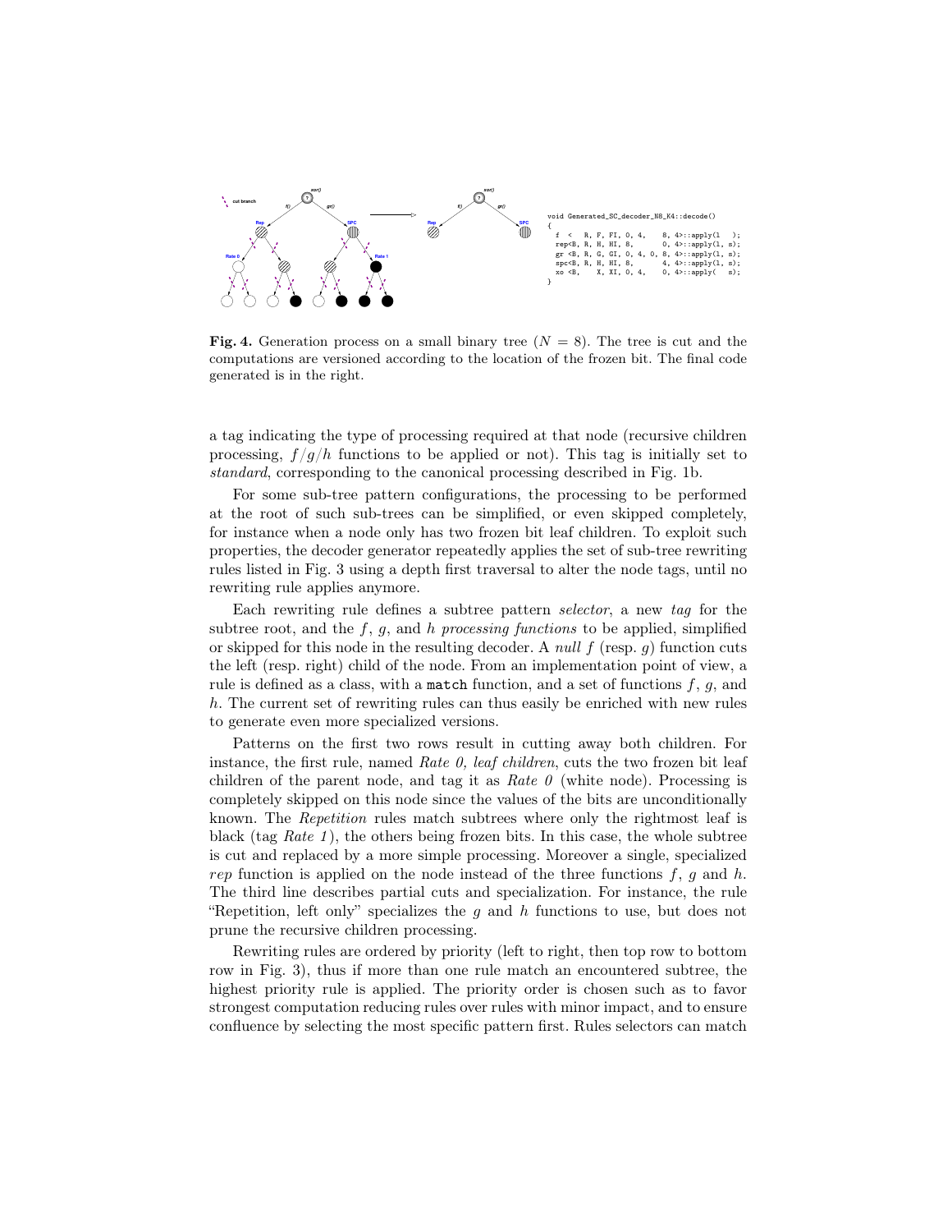```
void Generated_SC_decoder_N8_K4::decode()
{
  f  <   R, F, FI, 0, 4,     8, 4>::apply(l   );
  rep<B, R, H, HI, 8,        0, 4>::apply(l, s);
  gr <B, R, G, GI, 0, 4, 0, 8, 4>::apply(l, s);
  spc<B, R, H, HI, 8,        4, 4>::apply(l, s);
  xo <B,     X, XI, 0, 4,     0, 4>::apply(   s);
}
```

**Fig. 4.** Generation process on a small binary tree ($N = 8$). The tree is cut and the computations are versioned according to the location of the frozen bit. The final code generated is in the right.

a tag indicating the type of processing required at that node (recursive children processing, $f/g/h$ functions to be applied or not). This tag is initially set to *standard*, corresponding to the canonical processing described in Fig. 1b.

For some sub-tree pattern configurations, the processing to be performed at the root of such sub-trees can be simplified, or even skipped completely, for instance when a node only has two frozen bit leaf children. To exploit such properties, the decoder generator repeatedly applies the set of sub-tree rewriting rules listed in Fig. 3 using a depth first traversal to alter the node tags, until no rewriting rule applies anymore.

Each rewriting rule defines a subtree pattern *selector*, a new *tag* for the subtree root, and the $f$, $g$, and $h$ *processing functions* to be applied, simplified or skipped for this node in the resulting decoder. A *null* $f$ (resp. $g$) function cuts the left (resp. right) child of the node. From an implementation point of view, a rule is defined as a class, with a `match` function, and a set of functions $f$, $g$, and $h$. The current set of rewriting rules can thus easily be enriched with new rules to generate even more specialized versions.

Patterns on the first two rows result in cutting away both children. For instance, the first rule, named *Rate 0, leaf children*, cuts the two frozen bit leaf children of the parent node, and tag it as *Rate 0* (white node). Processing is completely skipped on this node since the values of the bits are unconditionally known. The *Repetition* rules match subtrees where only the rightmost leaf is black (tag *Rate 1*), the others being frozen bits. In this case, the whole subtree is cut and replaced by a more simple processing. Moreover a single, specialized *rep* function is applied on the node instead of the three functions $f$, $g$ and $h$. The third line describes partial cuts and specialization. For instance, the rule "Repetition, left only" specializes the $g$ and $h$ functions to use, but does not prune the recursive children processing.

Rewriting rules are ordered by priority (left to right, then top row to bottom row in Fig. 3), thus if more than one rule match an encountered subtree, the highest priority rule is applied. The priority order is chosen such as to favor strongest computation reducing rules over rules with minor impact, and to ensure confluence by selecting the most specific pattern first. Rules selectors can match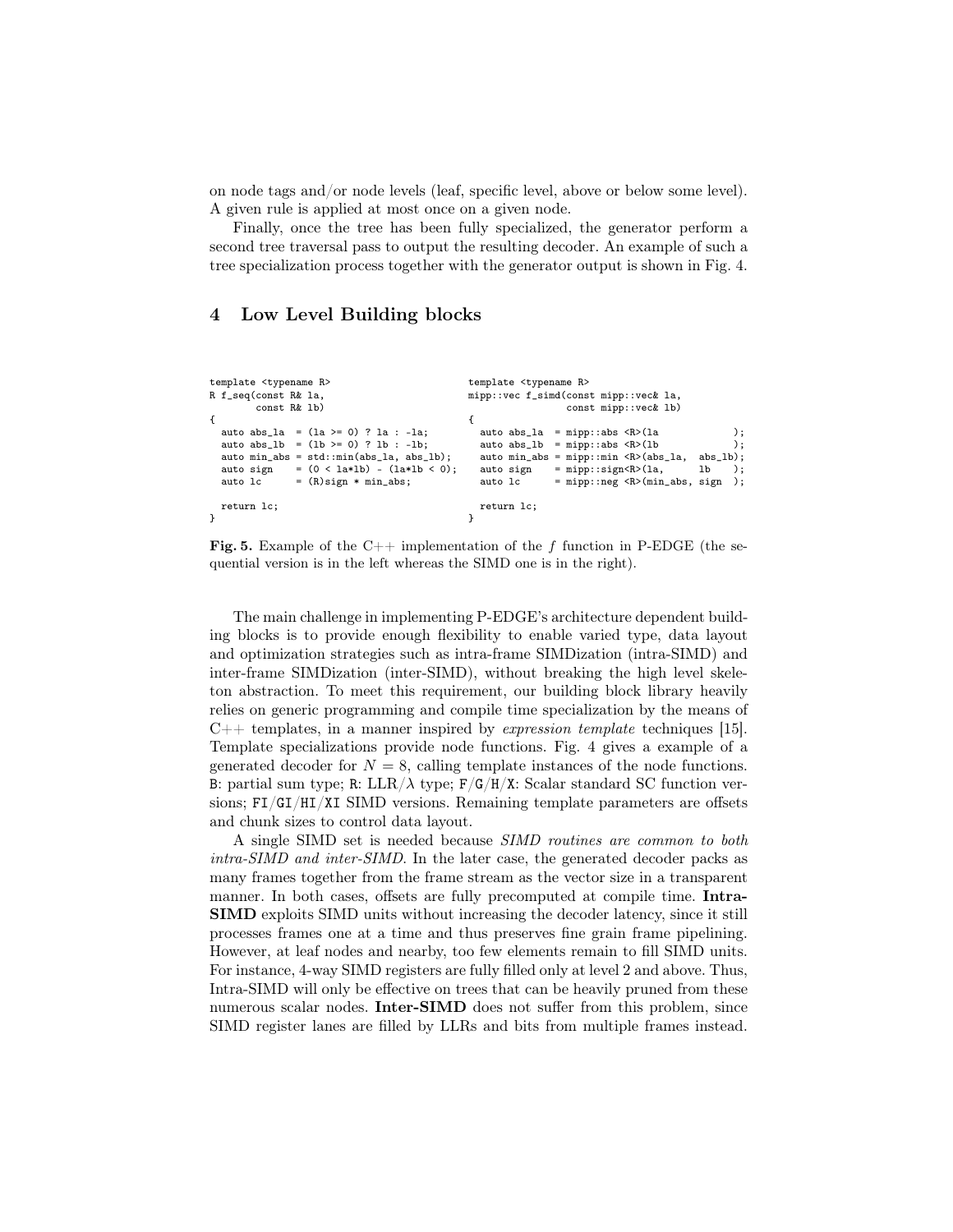on node tags and/or node levels (leaf, specific level, above or below some level). A given rule is applied at most once on a given node.

Finally, once the tree has been fully specialized, the generator perform a second tree traversal pass to output the resulting decoder. An example of such a tree specialization process together with the generator output is shown in Fig. 4.

## 4 Low Level Building blocks

```
template <typename R>
R f_seq(const R& la,
        const R& lb)
{
  auto abs_la  = (la >= 0) ? la : -la;
  auto abs_lb  = (lb >= 0) ? lb : -lb;
  auto min_abs = std::min(abs_la, abs_lb);
  auto sign    = (0 < la*lb) - (la*lb < 0);
  auto lc      = (R)sign * min_abs;

  return lc;
}
```

```
template <typename R>
mipp::vec f_simd(const mipp::vec& la,
                 const mipp::vec& lb)
{
  auto abs_la  = mipp::abs <R>(la            );
  auto abs_lb  = mipp::abs <R>(lb            );
  auto min_abs = mipp::min <R>(abs_la,  abs_lb);
  auto sign    = mipp::sign<R>(la,      lb    );
  auto lc      = mipp::neg <R>(min_abs, sign  );

  return lc;
}
```

**Fig. 5.** Example of the C++ implementation of the $f$ function in P-EDGE (the sequential version is in the left whereas the SIMD one is in the right).

The main challenge in implementing P-EDGE's architecture dependent building blocks is to provide enough flexibility to enable varied type, data layout and optimization strategies such as intra-frame SIMDization (intra-SIMD) and inter-frame SIMDization (inter-SIMD), without breaking the high level skeleton abstraction. To meet this requirement, our building block library heavily relies on generic programming and compile time specialization by the means of C++ templates, in a manner inspired by *expression template* techniques [15]. Template specializations provide node functions. Fig. 4 gives a example of a generated decoder for $N = 8$, calling template instances of the node functions. `B`: partial sum type; `R`: LLR/$\lambda$ type; `F`/`G`/`H`/`X`: Scalar standard SC function versions; `FI`/`GI`/`HI`/`XI` SIMD versions. Remaining template parameters are offsets and chunk sizes to control data layout.

A single SIMD set is needed because *SIMD routines are common to both intra-SIMD and inter-SIMD*. In the later case, the generated decoder packs as many frames together from the frame stream as the vector size in a transparent manner. In both cases, offsets are fully precomputed at compile time. **Intra-SIMD** exploits SIMD units without increasing the decoder latency, since it still processes frames one at a time and thus preserves fine grain frame pipelining. However, at leaf nodes and nearby, too few elements remain to fill SIMD units. For instance, 4-way SIMD registers are fully filled only at level 2 and above. Thus, Intra-SIMD will only be effective on trees that can be heavily pruned from these numerous scalar nodes. **Inter-SIMD** does not suffer from this problem, since SIMD register lanes are filled by LLRs and bits from multiple frames instead.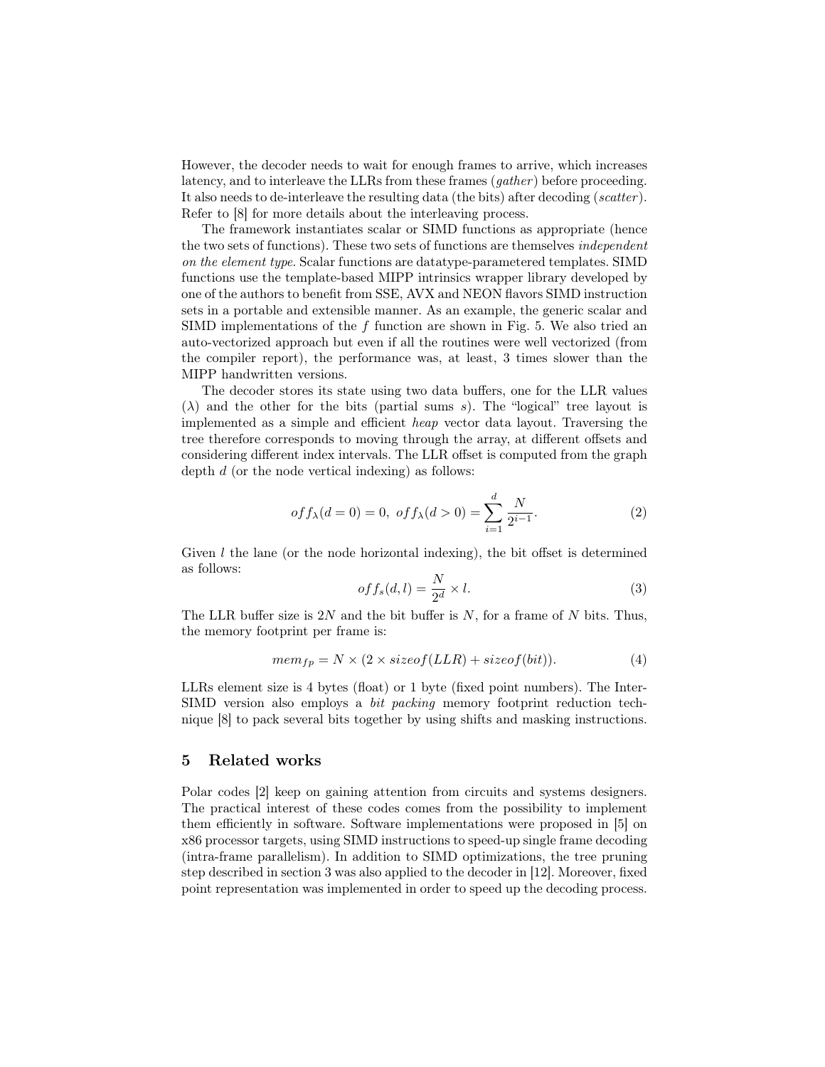However, the decoder needs to wait for enough frames to arrive, which increases latency, and to interleave the LLRs from these frames (*gather*) before proceeding. It also needs to de-interleave the resulting data (the bits) after decoding (*scatter*). Refer to [8] for more details about the interleaving process.

The framework instantiates scalar or SIMD functions as appropriate (hence the two sets of functions). These two sets of functions are themselves *independent on the element type*. Scalar functions are datatype-parametered templates. SIMD functions use the template-based MIPP intrinsics wrapper library developed by one of the authors to benefit from SSE, AVX and NEON flavors SIMD instruction sets in a portable and extensible manner. As an example, the generic scalar and SIMD implementations of the $f$ function are shown in Fig. 5. We also tried an auto-vectorized approach but even if all the routines were well vectorized (from the compiler report), the performance was, at least, 3 times slower than the MIPP handwritten versions.

The decoder stores its state using two data buffers, one for the LLR values ($\lambda$) and the other for the bits (partial sums $s$). The "logical" tree layout is implemented as a simple and efficient *heap* vector data layout. Traversing the tree therefore corresponds to moving through the array, at different offsets and considering different index intervals. The LLR offset is computed from the graph depth $d$ (or the node vertical indexing) as follows:

$$off_{\lambda}(d = 0) = 0, \; off_{\lambda}(d > 0) = \sum_{i=1}^{d} \frac{N}{2^{i-1}}. \tag{2}$$

Given $l$ the lane (or the node horizontal indexing), the bit offset is determined as follows:

$$off_{s}(d, l) = \frac{N}{2^{d}} \times l. \tag{3}$$

The LLR buffer size is $2N$ and the bit buffer is $N$, for a frame of $N$ bits. Thus, the memory footprint per frame is:

$$mem_{fp} = N \times (2 \times sizeof(LLR) + sizeof(bit)). \tag{4}$$

LLRs element size is 4 bytes (float) or 1 byte (fixed point numbers). The Inter-SIMD version also employs a *bit packing* memory footprint reduction technique [8] to pack several bits together by using shifts and masking instructions.

## 5 Related works

Polar codes [2] keep on gaining attention from circuits and systems designers. The practical interest of these codes comes from the possibility to implement them efficiently in software. Software implementations were proposed in [5] on x86 processor targets, using SIMD instructions to speed-up single frame decoding (intra-frame parallelism). In addition to SIMD optimizations, the tree pruning step described in section 3 was also applied to the decoder in [12]. Moreover, fixed point representation was implemented in order to speed up the decoding process.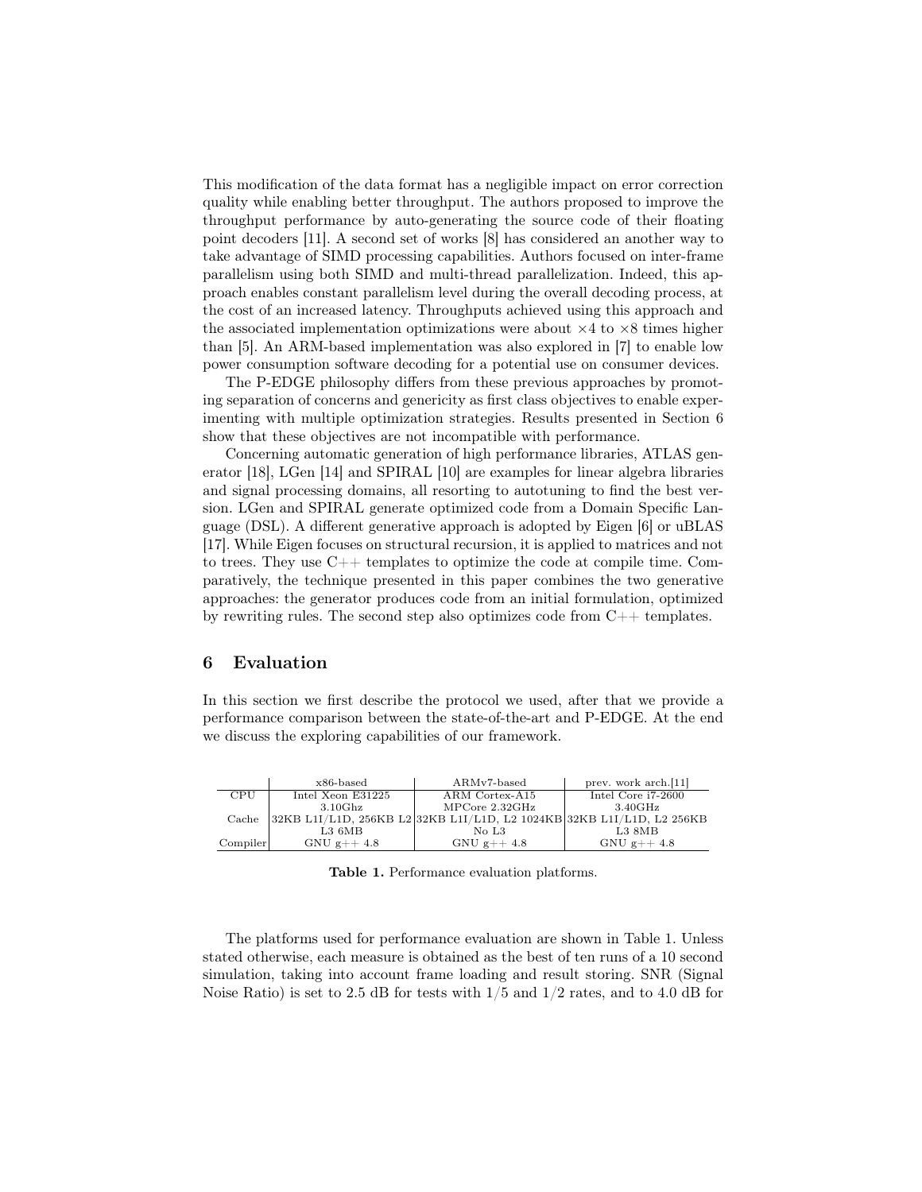This modification of the data format has a negligible impact on error correction quality while enabling better throughput. The authors proposed to improve the throughput performance by auto-generating the source code of their floating point decoders [11]. A second set of works [8] has considered an another way to take advantage of SIMD processing capabilities. Authors focused on inter-frame parallelism using both SIMD and multi-thread parallelization. Indeed, this approach enables constant parallelism level during the overall decoding process, at the cost of an increased latency. Throughputs achieved using this approach and the associated implementation optimizations were about $\times 4$ to $\times 8$ times higher than [5]. An ARM-based implementation was also explored in [7] to enable low power consumption software decoding for a potential use on consumer devices.

The P-EDGE philosophy differs from these previous approaches by promoting separation of concerns and genericity as first class objectives to enable experimenting with multiple optimization strategies. Results presented in Section 6 show that these objectives are not incompatible with performance.

Concerning automatic generation of high performance libraries, ATLAS generator [18], LGen [14] and SPIRAL [10] are examples for linear algebra libraries and signal processing domains, all resorting to autotuning to find the best version. LGen and SPIRAL generate optimized code from a Domain Specific Language (DSL). A different generative approach is adopted by Eigen [6] or uBLAS [17]. While Eigen focuses on structural recursion, it is applied to matrices and not to trees. They use C++ templates to optimize the code at compile time. Comparatively, the technique presented in this paper combines the two generative approaches: the generator produces code from an initial formulation, optimized by rewriting rules. The second step also optimizes code from C++ templates.

## 6 Evaluation

In this section we first describe the protocol we used, after that we provide a performance comparison between the state-of-the-art and P-EDGE. At the end we discuss the exploring capabilities of our framework.

| | x86-based | ARMv7-based | prev. work arch.[11] |
|---|---|---|---|
| CPU | Intel Xeon E31225 3.10Ghz | ARM Cortex-A15 MPCore 2.32GHz | Intel Core i7-2600 3.40GHz |
| Cache | 32KB L1I/L1D, 256KB L2 L3 6MB | 32KB L1I/L1D, L2 1024KB No L3 | 32KB L1I/L1D, L2 256KB L3 8MB |
| Compiler | GNU g++ 4.8 | GNU g++ 4.8 | GNU g++ 4.8 |

**Table 1.** Performance evaluation platforms.

The platforms used for performance evaluation are shown in Table 1. Unless stated otherwise, each measure is obtained as the best of ten runs of a 10 second simulation, taking into account frame loading and result storing. SNR (Signal Noise Ratio) is set to 2.5 dB for tests with 1/5 and 1/2 rates, and to 4.0 dB for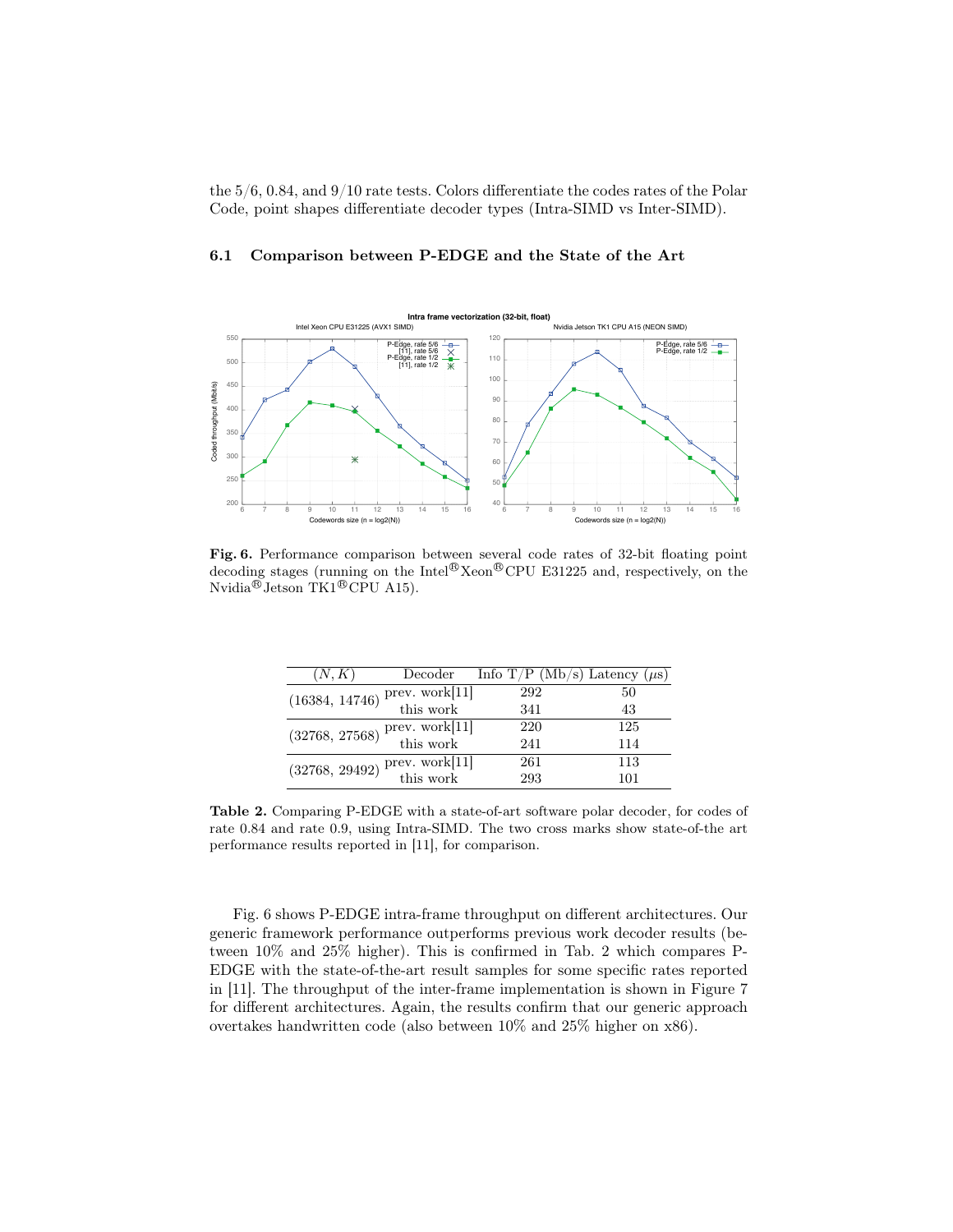the 5/6, 0.84, and 9/10 rate tests. Colors differentiate the codes rates of the Polar Code, point shapes differentiate decoder types (Intra-SIMD vs Inter-SIMD).

### 6.1 Comparison between P-EDGE and the State of the Art

**Fig. 6.** Performance comparison between several code rates of 32-bit floating point decoding stages (running on the Intel® Xeon® CPU E31225 and, respectively, on the Nvidia® Jetson TK1® CPU A15).

| $(N, K)$ | Decoder | Info T/P (Mb/s) | Latency ($\mu$s) |
|---|---|---|---|
| (16384, 14746) | prev. work[11] | 292 | 50 |
| | this work | 341 | 43 |
| (32768, 27568) | prev. work[11] | 220 | 125 |
| | this work | 241 | 114 |
| (32768, 29492) | prev. work[11] | 261 | 113 |
| | this work | 293 | 101 |

**Table 2.** Comparing P-EDGE with a state-of-art software polar decoder, for codes of rate 0.84 and rate 0.9, using Intra-SIMD. The two cross marks show state-of-the art performance results reported in [11], for comparison.

Fig. 6 shows P-EDGE intra-frame throughput on different architectures. Our generic framework performance outperforms previous work decoder results (between 10% and 25% higher). This is confirmed in Tab. 2 which compares P-EDGE with the state-of-the-art result samples for some specific rates reported in [11]. The throughput of the inter-frame implementation is shown in Figure 7 for different architectures. Again, the results confirm that our generic approach overtakes handwritten code (also between 10% and 25% higher on x86).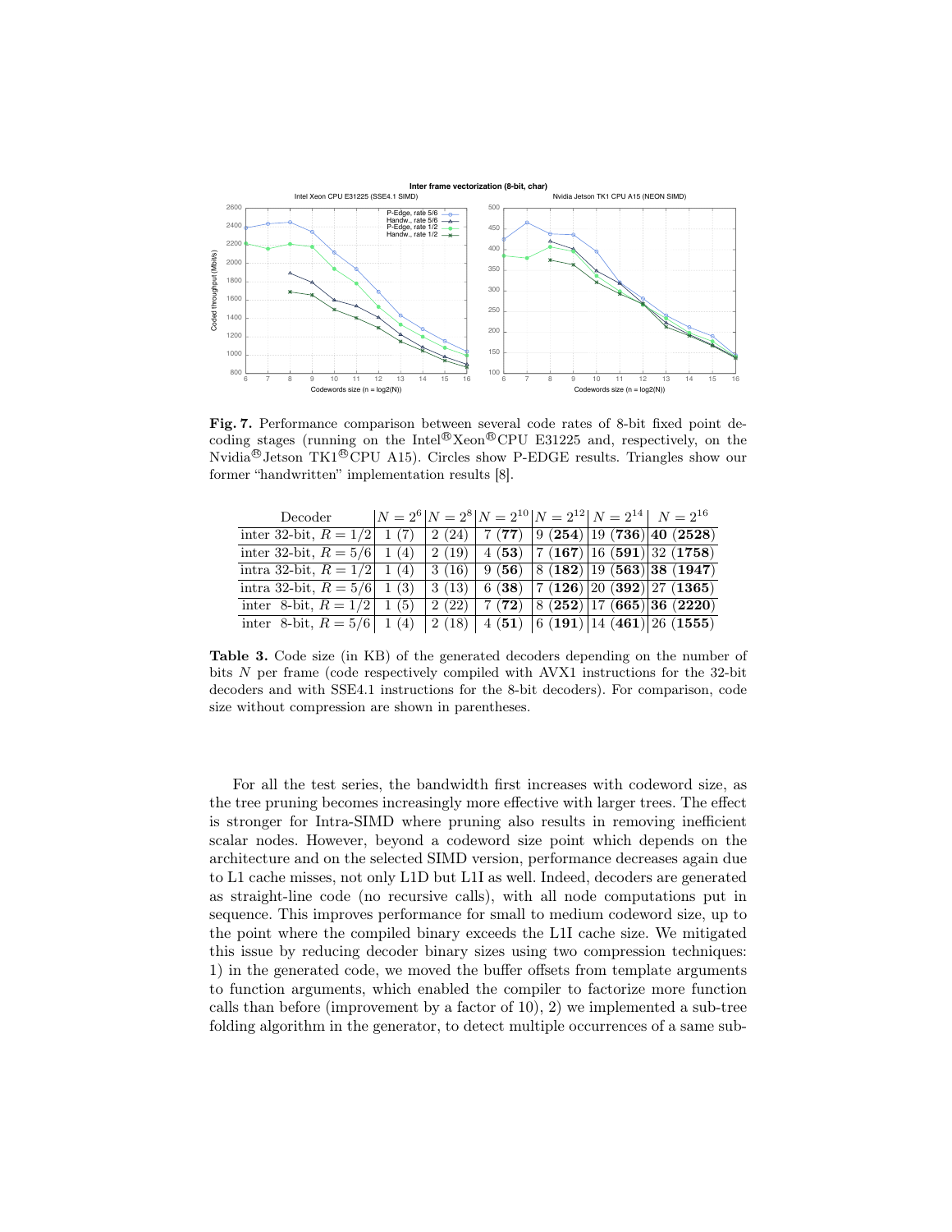**Fig. 7.** Performance comparison between several code rates of 8-bit fixed point decoding stages (running on the Intel® Xeon® CPU E31225 and, respectively, on the Nvidia® Jetson TK1® CPU A15). Circles show P-EDGE results. Triangles show our former "handwritten" implementation results [8].

| Decoder | $N = 2^6$ | $N = 2^8$ | $N = 2^{10}$ | $N = 2^{12}$ | $N = 2^{14}$ | $N = 2^{16}$ |
|---|---|---|---|---|---|---|
| inter 32-bit, $R = 1/2$ | 1 (7) | 2 (24) | 7 (**77**) | 9 (**254**) | 19 (**736**) | **40** (**2528**) |
| inter 32-bit, $R = 5/6$ | 1 (4) | 2 (19) | 4 (**53**) | 7 (**167**) | 16 (**591**) | 32 (**1758**) |
| intra 32-bit, $R = 1/2$ | 1 (4) | 3 (16) | 9 (**56**) | 8 (**182**) | 19 (**563**) | **38** (**1947**) |
| intra 32-bit, $R = 5/6$ | 1 (3) | 3 (13) | 6 (**38**) | 7 (**126**) | 20 (**392**) | 27 (**1365**) |
| inter 8-bit, $R = 1/2$ | 1 (5) | 2 (22) | 7 (**72**) | 8 (**252**) | 17 (**665**) | **36** (**2220**) |
| inter 8-bit, $R = 5/6$ | 1 (4) | 2 (18) | 4 (**51**) | 6 (**191**) | 14 (**461**) | 26 (**1555**) |

**Table 3.** Code size (in KB) of the generated decoders depending on the number of bits $N$ per frame (code respectively compiled with AVX1 instructions for the 32-bit decoders and with SSE4.1 instructions for the 8-bit decoders). For comparison, code size without compression are shown in parentheses.

For all the test series, the bandwidth first increases with codeword size, as the tree pruning becomes increasingly more effective with larger trees. The effect is stronger for Intra-SIMD where pruning also results in removing inefficient scalar nodes. However, beyond a codeword size point which depends on the architecture and on the selected SIMD version, performance decreases again due to L1 cache misses, not only L1D but L1I as well. Indeed, decoders are generated as straight-line code (no recursive calls), with all node computations put in sequence. This improves performance for small to medium codeword size, up to the point where the compiled binary exceeds the L1I cache size. We mitigated this issue by reducing decoder binary sizes using two compression techniques: 1) in the generated code, we moved the buffer offsets from template arguments to function arguments, which enabled the compiler to factorize more function calls than before (improvement by a factor of 10), 2) we implemented a sub-tree folding algorithm in the generator, to detect multiple occurrences of a same sub-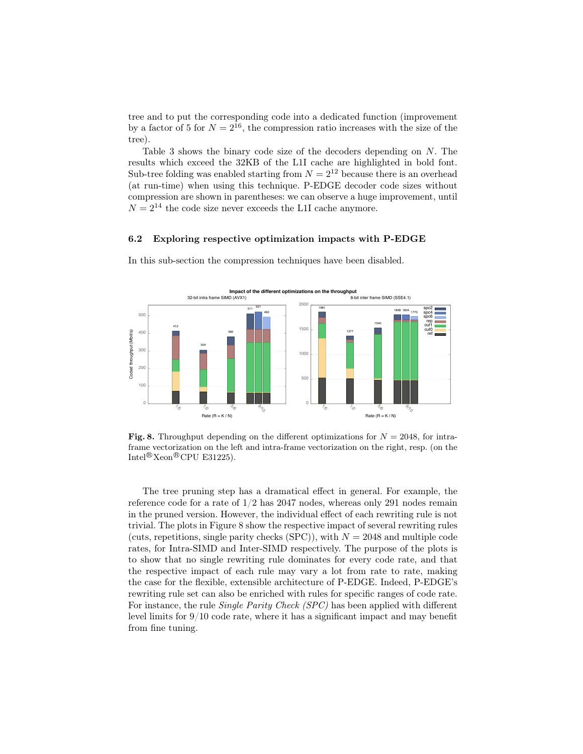tree and to put the corresponding code into a dedicated function (improvement by a factor of 5 for $N = 2^{16}$, the compression ratio increases with the size of the tree).

Table 3 shows the binary code size of the decoders depending on $N$. The results which exceed the 32KB of the L1I cache are highlighted in bold font. Sub-tree folding was enabled starting from $N = 2^{12}$ because there is an overhead (at run-time) when using this technique. P-EDGE decoder code sizes without compression are shown in parentheses: we can observe a huge improvement, until $N = 2^{14}$ the code size never exceeds the L1I cache anymore.

### 6.2 Exploring respective optimization impacts with P-EDGE

In this sub-section the compression techniques have been disabled.

**Fig. 8.** Throughput depending on the different optimizations for $N = 2048$, for intra-frame vectorization on the left and intra-frame vectorization on the right, resp. (on the Intel®Xeon®CPU E31225).

The tree pruning step has a dramatical effect in general. For example, the reference code for a rate of 1/2 has 2047 nodes, whereas only 291 nodes remain in the pruned version. However, the individual effect of each rewriting rule is not trivial. The plots in Figure 8 show the respective impact of several rewriting rules (cuts, repetitions, single parity checks (SPC)), with $N = 2048$ and multiple code rates, for Intra-SIMD and Inter-SIMD respectively. The purpose of the plots is to show that no single rewriting rule dominates for every code rate, and that the respective impact of each rule may vary a lot from rate to rate, making the case for the flexible, extensible architecture of P-EDGE. Indeed, P-EDGE's rewriting rule set can also be enriched with rules for specific ranges of code rate. For instance, the rule *Single Parity Check (SPC)* has been applied with different level limits for 9/10 code rate, where it has a significant impact and may benefit from fine tuning.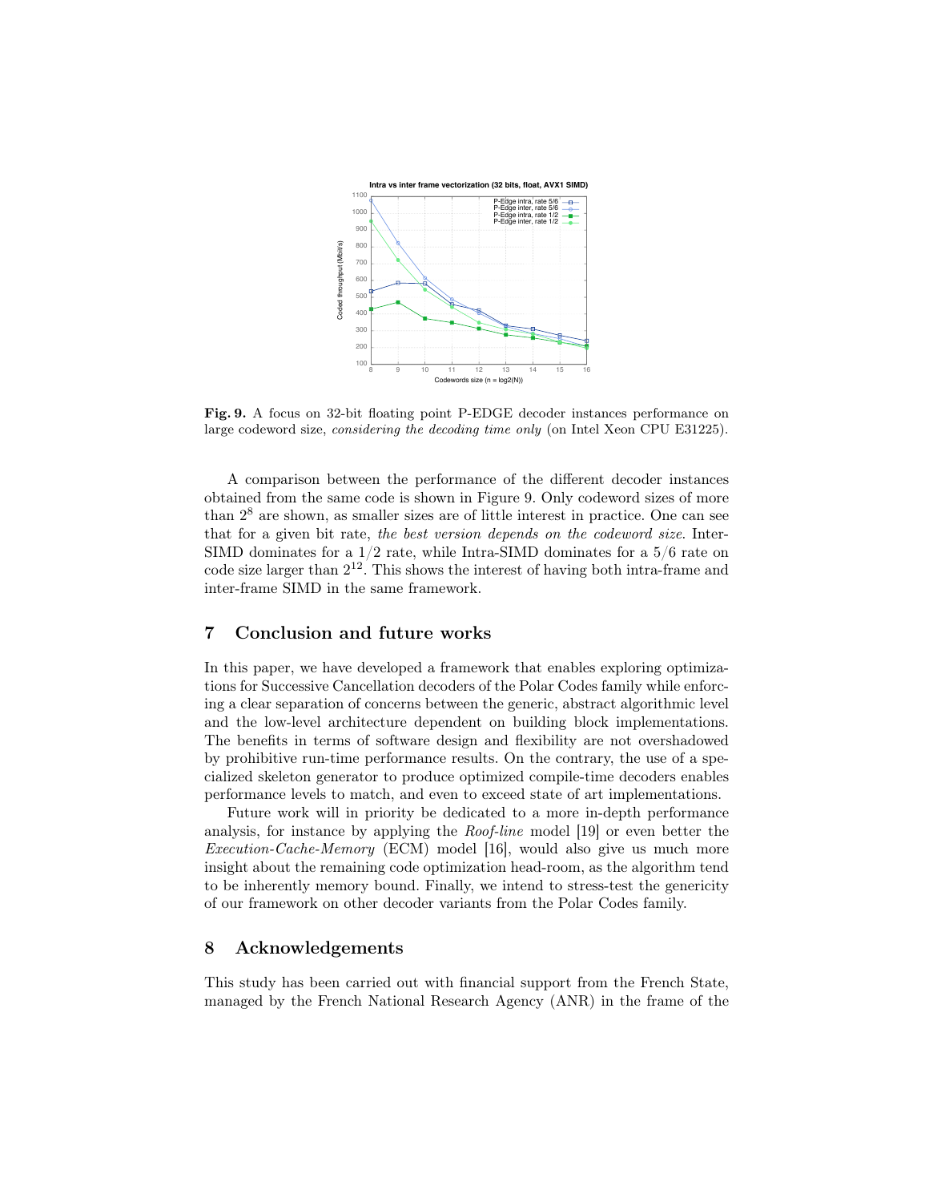**Fig. 9.** A focus on 32-bit floating point P-EDGE decoder instances performance on large codeword size, *considering the decoding time only* (on Intel Xeon CPU E31225).

A comparison between the performance of the different decoder instances obtained from the same code is shown in Figure 9. Only codeword sizes of more than $2^8$ are shown, as smaller sizes are of little interest in practice. One can see that for a given bit rate, *the best version depends on the codeword size*. Inter-SIMD dominates for a 1/2 rate, while Intra-SIMD dominates for a 5/6 rate on code size larger than $2^{12}$. This shows the interest of having both intra-frame and inter-frame SIMD in the same framework.

## 7 Conclusion and future works

In this paper, we have developed a framework that enables exploring optimizations for Successive Cancellation decoders of the Polar Codes family while enforcing a clear separation of concerns between the generic, abstract algorithmic level and the low-level architecture dependent on building block implementations. The benefits in terms of software design and flexibility are not overshadowed by prohibitive run-time performance results. On the contrary, the use of a specialized skeleton generator to produce optimized compile-time decoders enables performance levels to match, and even to exceed state of art implementations.

Future work will in priority be dedicated to a more in-depth performance analysis, for instance by applying the *Roof-line* model [19] or even better the *Execution-Cache-Memory* (ECM) model [16], would also give us much more insight about the remaining code optimization head-room, as the algorithm tend to be inherently memory bound. Finally, we intend to stress-test the genericity of our framework on other decoder variants from the Polar Codes family.

## 8 Acknowledgements

This study has been carried out with financial support from the French State, managed by the French National Research Agency (ANR) in the frame of the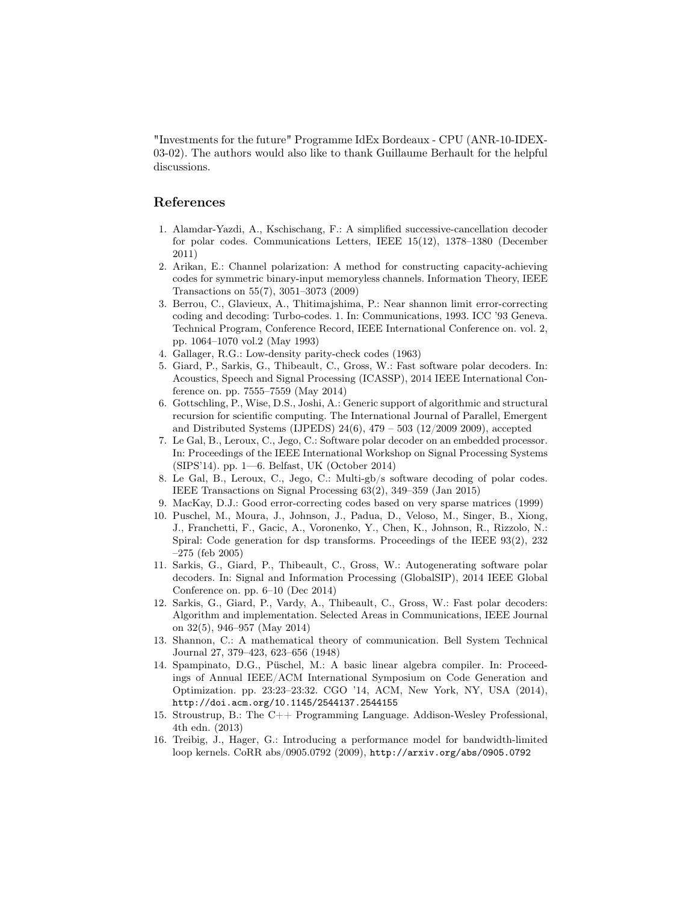"Investments for the future" Programme IdEx Bordeaux - CPU (ANR-10-IDEX-03-02). The authors would also like to thank Guillaume Berhault for the helpful discussions.

## References

1. Alamdar-Yazdi, A., Kschischang, F.: A simplified successive-cancellation decoder for polar codes. Communications Letters, IEEE 15(12), 1378–1380 (December 2011)
2. Arikan, E.: Channel polarization: A method for constructing capacity-achieving codes for symmetric binary-input memoryless channels. Information Theory, IEEE Transactions on 55(7), 3051–3073 (2009)
3. Berrou, C., Glavieux, A., Thitimajshima, P.: Near shannon limit error-correcting coding and decoding: Turbo-codes. 1. In: Communications, 1993. ICC '93 Geneva. Technical Program, Conference Record, IEEE International Conference on. vol. 2, pp. 1064–1070 vol.2 (May 1993)
4. Gallager, R.G.: Low-density parity-check codes (1963)
5. Giard, P., Sarkis, G., Thibeault, C., Gross, W.: Fast software polar decoders. In: Acoustics, Speech and Signal Processing (ICASSP), 2014 IEEE International Conference on. pp. 7555–7559 (May 2014)
6. Gottschling, P., Wise, D.S., Joshi, A.: Generic support of algorithmic and structural recursion for scientific computing. The International Journal of Parallel, Emergent and Distributed Systems (IJPEDS) 24(6), 479 – 503 (12/2009 2009), accepted
7. Le Gal, B., Leroux, C., Jego, C.: Software polar decoder on an embedded processor. In: Proceedings of the IEEE International Workshop on Signal Processing Systems (SIPS'14). pp. 1—6. Belfast, UK (October 2014)
8. Le Gal, B., Leroux, C., Jego, C.: Multi-gb/s software decoding of polar codes. IEEE Transactions on Signal Processing 63(2), 349–359 (Jan 2015)
9. MacKay, D.J.: Good error-correcting codes based on very sparse matrices (1999)
10. Puschel, M., Moura, J., Johnson, J., Padua, D., Veloso, M., Singer, B., Xiong, J., Franchetti, F., Gacic, A., Voronenko, Y., Chen, K., Johnson, R., Rizzolo, N.: Spiral: Code generation for dsp transforms. Proceedings of the IEEE 93(2), 232 –275 (feb 2005)
11. Sarkis, G., Giard, P., Thibeault, C., Gross, W.: Autogenerating software polar decoders. In: Signal and Information Processing (GlobalSIP), 2014 IEEE Global Conference on. pp. 6–10 (Dec 2014)
12. Sarkis, G., Giard, P., Vardy, A., Thibeault, C., Gross, W.: Fast polar decoders: Algorithm and implementation. Selected Areas in Communications, IEEE Journal on 32(5), 946–957 (May 2014)
13. Shannon, C.: A mathematical theory of communication. Bell System Technical Journal 27, 379–423, 623–656 (1948)
14. Spampinato, D.G., Püschel, M.: A basic linear algebra compiler. In: Proceedings of Annual IEEE/ACM International Symposium on Code Generation and Optimization. pp. 23:23–23:32. CGO '14, ACM, New York, NY, USA (2014), http://doi.acm.org/10.1145/2544137.2544155
15. Stroustrup, B.: The C++ Programming Language. Addison-Wesley Professional, 4th edn. (2013)
16. Treibig, J., Hager, G.: Introducing a performance model for bandwidth-limited loop kernels. CoRR abs/0905.0792 (2009), http://arxiv.org/abs/0905.0792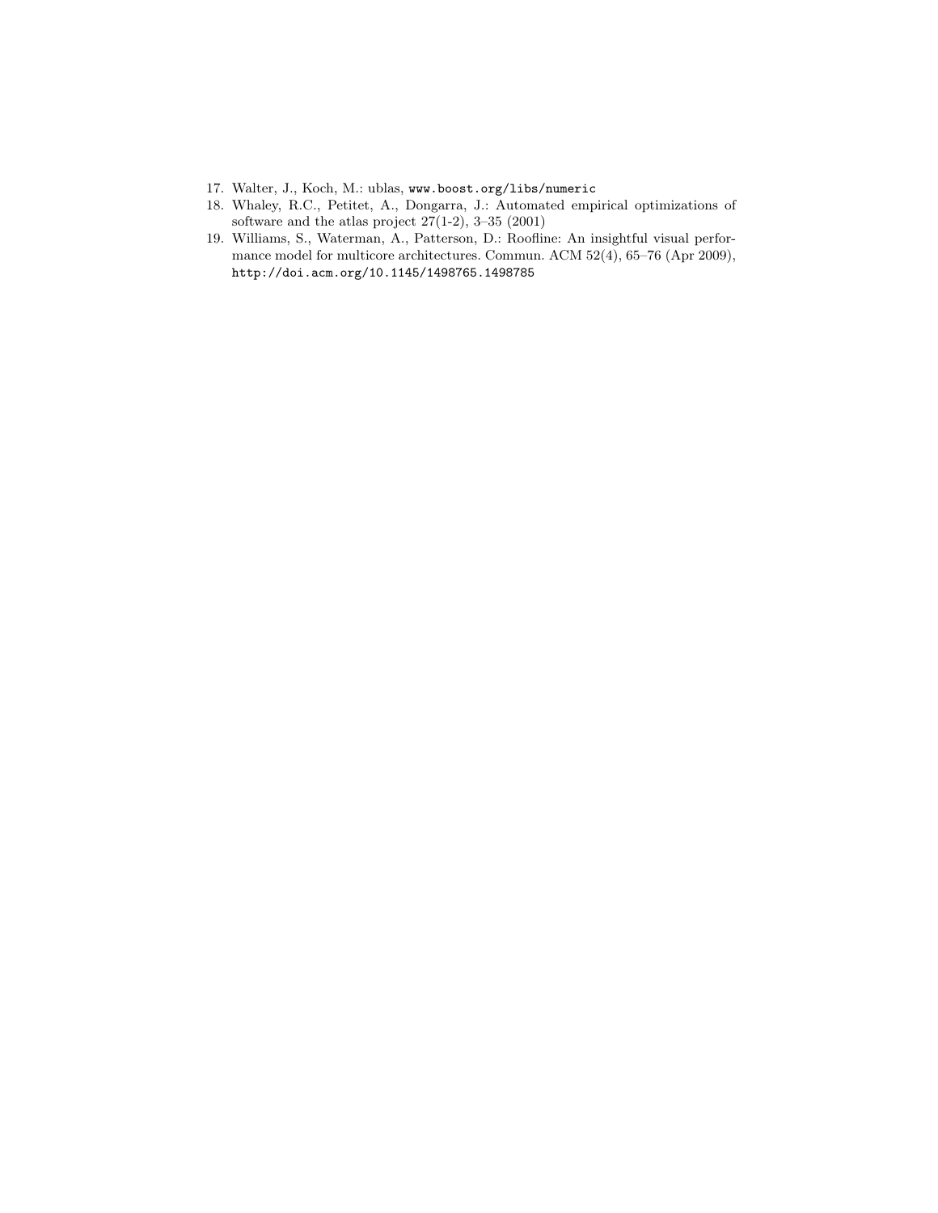17. Walter, J., Koch, M.: ublas, `www.boost.org/libs/numeric`
18. Whaley, R.C., Petitet, A., Dongarra, J.: Automated empirical optimizations of software and the atlas project 27(1-2), 3–35 (2001)
19. Williams, S., Waterman, A., Patterson, D.: Roofline: An insightful visual performance model for multicore architectures. Commun. ACM 52(4), 65–76 (Apr 2009), `http://doi.acm.org/10.1145/1498765.1498785`